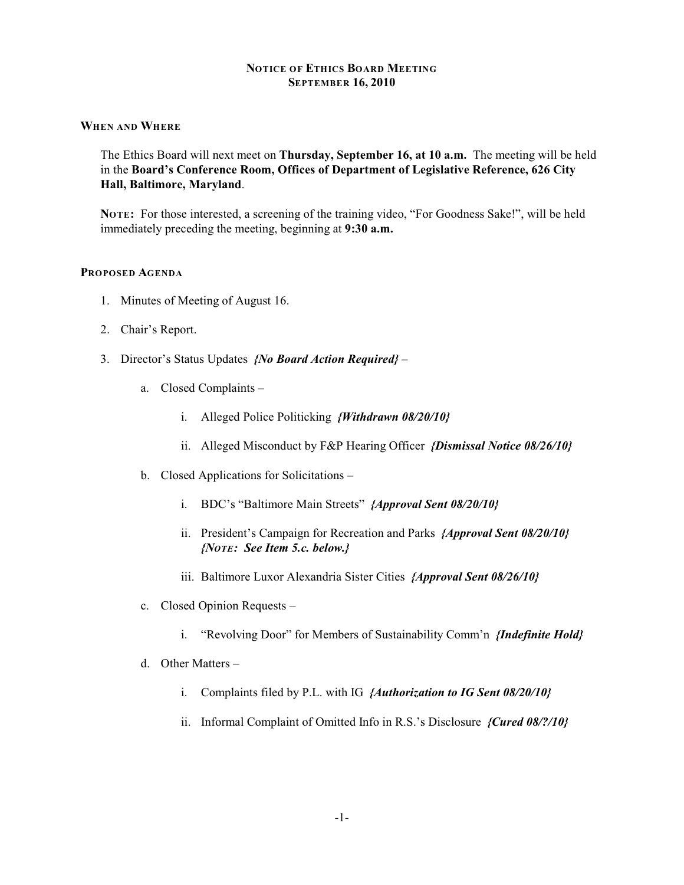# Notice of Ethics Board Meeting
## September 16, 2010

### When and Where

The Ethics Board will next meet on **Thursday, September 16, at 10 a.m.** The meeting will be held in the **Board's Conference Room, Offices of Department of Legislative Reference, 626 City Hall, Baltimore, Maryland**.

**Note:** For those interested, a screening of the training video, "For Goodness Sake!", will be held immediately preceding the meeting, beginning at **9:30 a.m.**

### Proposed Agenda

1. Minutes of Meeting of August 16.
2. Chair's Report.
3. Director's Status Updates ***{No Board Action Required}*** –
   - a. Closed Complaints –
     - i. Alleged Police Politicking ***{Withdrawn 08/20/10}***
     - ii. Alleged Misconduct by F&P Hearing Officer ***{Dismissal Notice 08/26/10}***
   - b. Closed Applications for Solicitations –
     - i. BDC's "Baltimore Main Streets" ***{Approval Sent 08/20/10}***
     - ii. President's Campaign for Recreation and Parks ***{Approval Sent 08/20/10}*** ***{Note: See Item 5.c. below.}***
     - iii. Baltimore Luxor Alexandria Sister Cities ***{Approval Sent 08/26/10}***
   - c. Closed Opinion Requests –
     - i. "Revolving Door" for Members of Sustainability Comm'n ***{Indefinite Hold}***
   - d. Other Matters –
     - i. Complaints filed by P.L. with IG ***{Authorization to IG Sent 08/20/10}***
     - ii. Informal Complaint of Omitted Info in R.S.'s Disclosure ***{Cured 08/?/10}***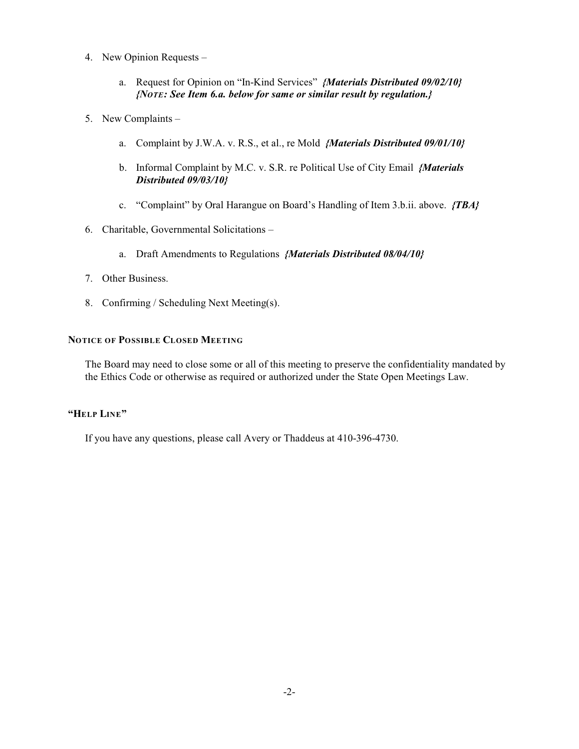4. New Opinion Requests –

   a. Request for Opinion on "In-Kind Services" ***{Materials Distributed 09/02/10}*** ***{NOTE: See Item 6.a. below for same or similar result by regulation.}***

5. New Complaints –

   a. Complaint by J.W.A. v. R.S., et al., re Mold ***{Materials Distributed 09/01/10}***

   b. Informal Complaint by M.C. v. S.R. re Political Use of City Email ***{Materials Distributed 09/03/10}***

   c. "Complaint" by Oral Harangue on Board's Handling of Item 3.b.ii. above. ***{TBA}***

6. Charitable, Governmental Solicitations –

   a. Draft Amendments to Regulations ***{Materials Distributed 08/04/10}***

7. Other Business.

8. Confirming / Scheduling Next Meeting(s).

**NOTICE OF POSSIBLE CLOSED MEETING**

The Board may need to close some or all of this meeting to preserve the confidentiality mandated by the Ethics Code or otherwise as required or authorized under the State Open Meetings Law.

**"HELP LINE"**

If you have any questions, please call Avery or Thaddeus at 410-396-4730.